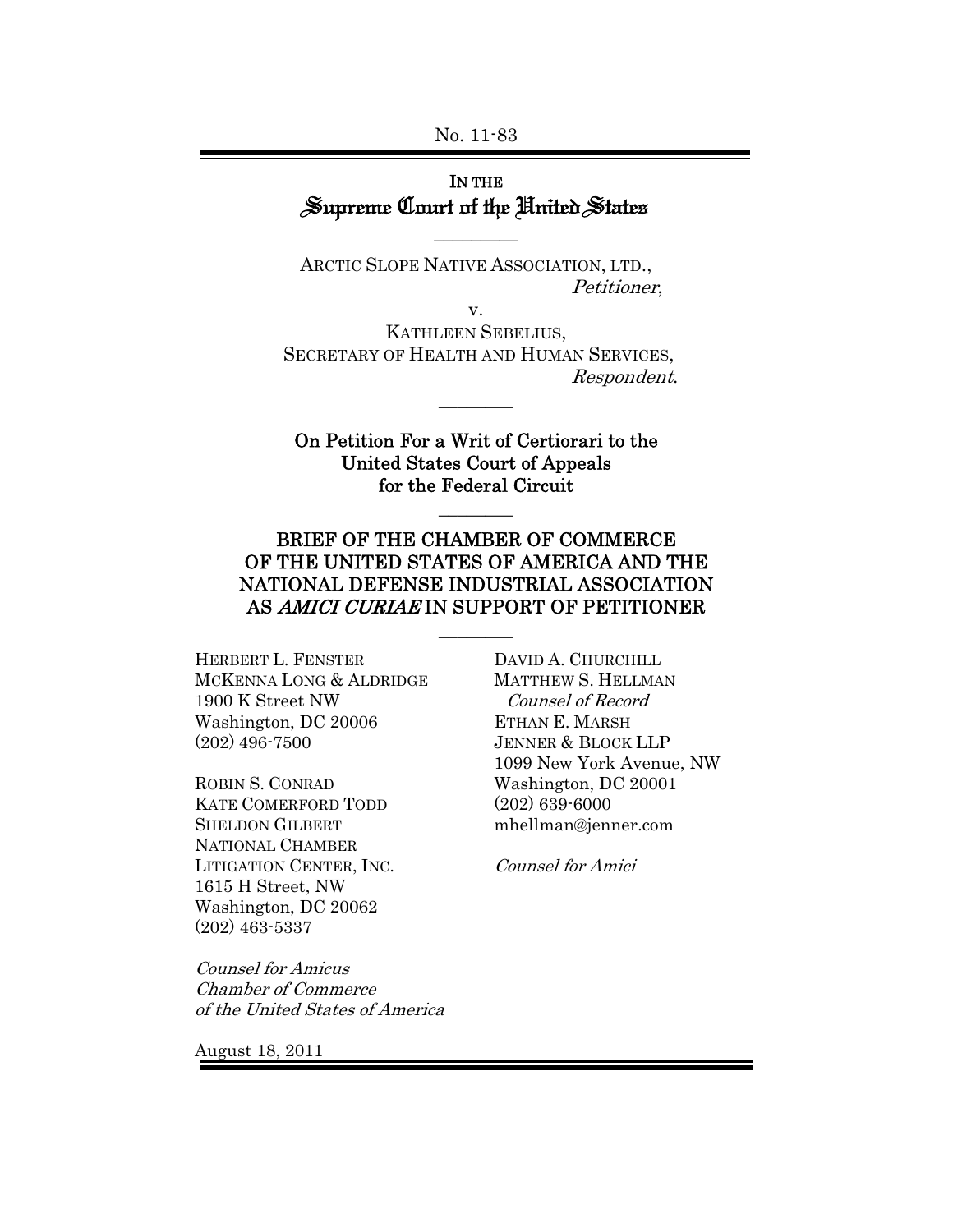No. 11-83

IN THE
# Supreme Court of the United States

---

ARCTIC SLOPE NATIVE ASSOCIATION, LTD.,
*Petitioner*,

v.

KATHLEEN SEBELIUS,
SECRETARY OF HEALTH AND HUMAN SERVICES,
*Respondent*.

---

**On Petition For a Writ of Certiorari to the United States Court of Appeals for the Federal Circuit**

---

## BRIEF OF THE CHAMBER OF COMMERCE OF THE UNITED STATES OF AMERICA AND THE NATIONAL DEFENSE INDUSTRIAL ASSOCIATION AS *AMICI CURIAE* IN SUPPORT OF PETITIONER

---

HERBERT L. FENSTER
MCKENNA LONG & ALDRIDGE
1900 K Street NW
Washington, DC 20006
(202) 496-7500

ROBIN S. CONRAD
KATE COMERFORD TODD
SHELDON GILBERT
NATIONAL CHAMBER LITIGATION CENTER, INC.
1615 H Street, NW
Washington, DC 20062
(202) 463-5337

*Counsel for Amicus Chamber of Commerce of the United States of America*

DAVID A. CHURCHILL
MATTHEW S. HELLMAN
*Counsel of Record*
ETHAN E. MARSH
JENNER & BLOCK LLP
1099 New York Avenue, NW
Washington, DC 20001
(202) 639-6000
mhellman@jenner.com

*Counsel for Amici*

August 18, 2011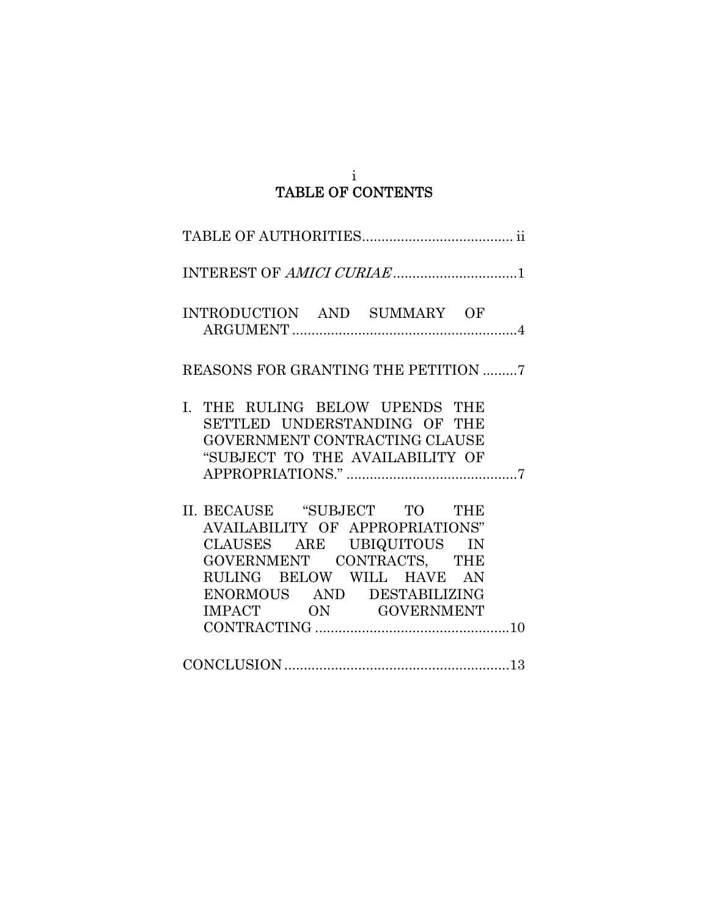# TABLE OF CONTENTS

TABLE OF AUTHORITIES ....................................... ii

INTEREST OF *AMICI CURIAE* ................................1

INTRODUCTION AND SUMMARY OF ARGUMENT ..........................................................4

REASONS FOR GRANTING THE PETITION .........7

I. THE RULING BELOW UPENDS THE SETTLED UNDERSTANDING OF THE GOVERNMENT CONTRACTING CLAUSE "SUBJECT TO THE AVAILABILITY OF APPROPRIATIONS." ............................................7

II. BECAUSE "SUBJECT TO THE AVAILABILITY OF APPROPRIATIONS" CLAUSES ARE UBIQUITOUS IN GOVERNMENT CONTRACTS, THE RULING BELOW WILL HAVE AN ENORMOUS AND DESTABILIZING IMPACT ON GOVERNMENT CONTRACTING ..................................................10

CONCLUSION ..........................................................13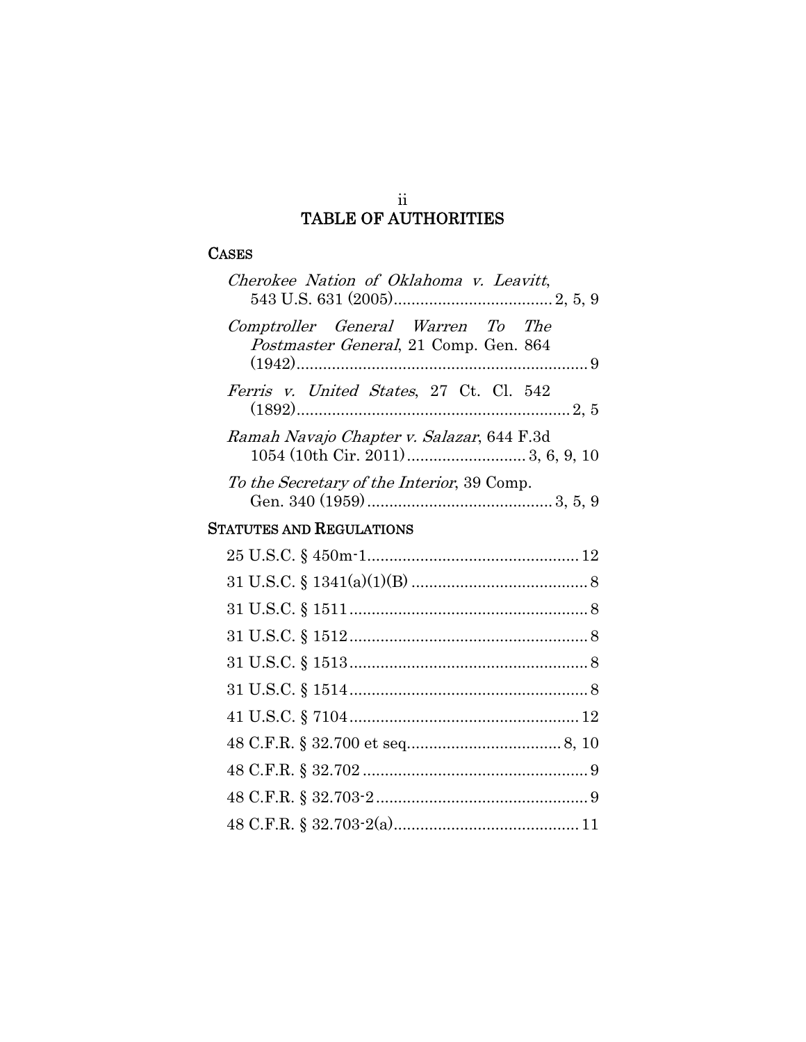# TABLE OF AUTHORITIES

## CASES

*Cherokee Nation of Oklahoma v. Leavitt*, 543 U.S. 631 (2005) .................................... 2, 5, 9

*Comptroller General Warren To The Postmaster General*, 21 Comp. Gen. 864 (1942) .................................................................. 9

*Ferris v. United States*, 27 Ct. Cl. 542 (1892) .............................................................. 2, 5

*Ramah Navajo Chapter v. Salazar*, 644 F.3d 1054 (10th Cir. 2011) ........................... 3, 6, 9, 10

*To the Secretary of the Interior*, 39 Comp. Gen. 340 (1959) .......................................... 3, 5, 9

## STATUTES AND REGULATIONS

25 U.S.C. § 450m-1 ................................................ 12

31 U.S.C. § 1341(a)(1)(B) ........................................ 8

31 U.S.C. § 1511 ...................................................... 8

31 U.S.C. § 1512 ...................................................... 8

31 U.S.C. § 1513 ...................................................... 8

31 U.S.C. § 1514 ...................................................... 8

41 U.S.C. § 7104 .................................................... 12

48 C.F.R. § 32.700 et seq. .................................. 8, 10

48 C.F.R. § 32.702 ................................................... 9

48 C.F.R. § 32.703-2 ................................................ 9

48 C.F.R. § 32.703-2(a) .......................................... 11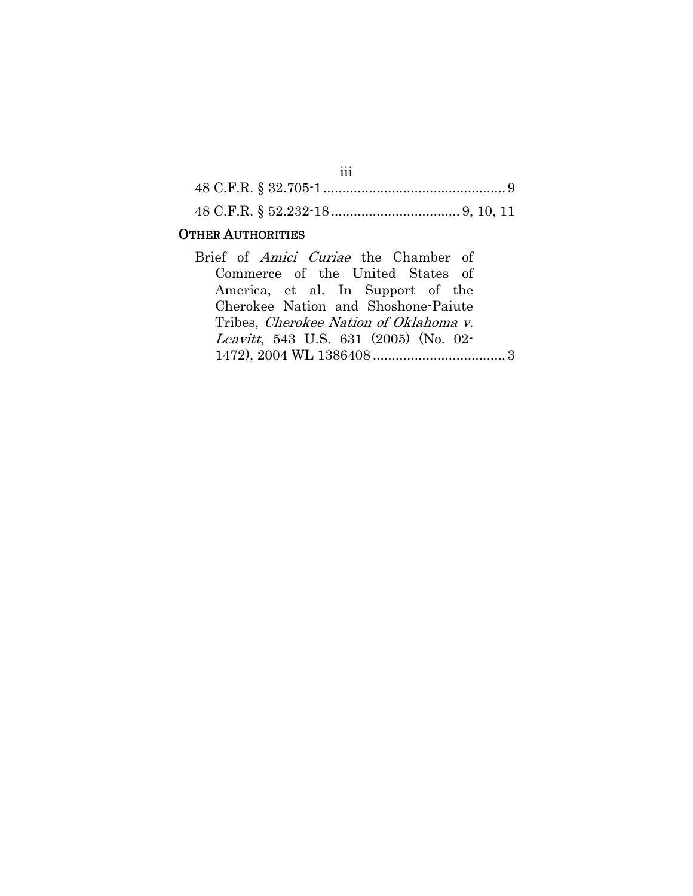48 C.F.R. § 32.705-1 ................................................ 9

48 C.F.R. § 52.232-18 .................................. 9, 10, 11

## OTHER AUTHORITIES

Brief of *Amici Curiae* the Chamber of Commerce of the United States of America, et al. In Support of the Cherokee Nation and Shoshone-Paiute Tribes, *Cherokee Nation of Oklahoma v. Leavitt*, 543 U.S. 631 (2005) (No. 02-1472), 2004 WL 1386408 ................................... 3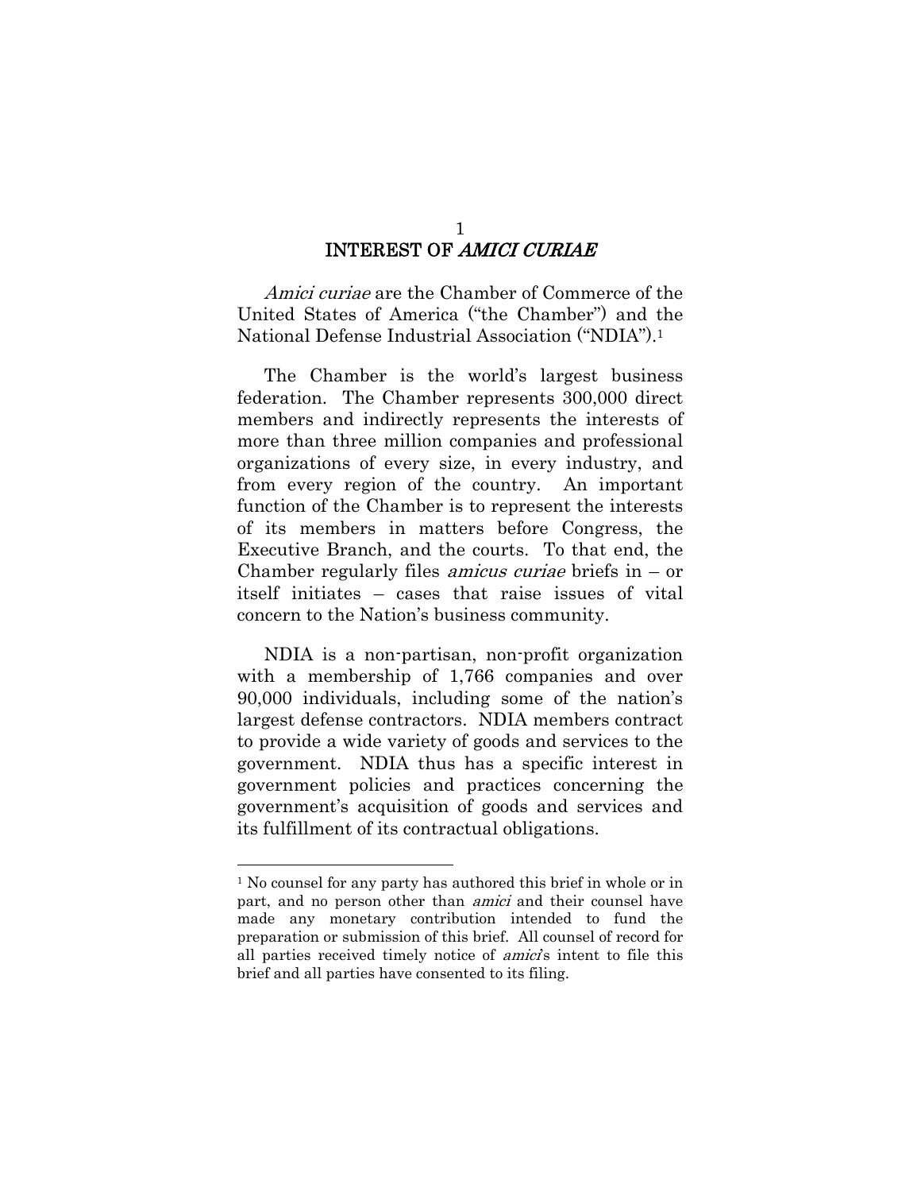# INTEREST OF *AMICI CURIAE*

*Amici curiae* are the Chamber of Commerce of the United States of America ("the Chamber") and the National Defense Industrial Association ("NDIA").[1]

The Chamber is the world's largest business federation. The Chamber represents 300,000 direct members and indirectly represents the interests of more than three million companies and professional organizations of every size, in every industry, and from every region of the country. An important function of the Chamber is to represent the interests of its members in matters before Congress, the Executive Branch, and the courts. To that end, the Chamber regularly files *amicus curiae* briefs in – or itself initiates – cases that raise issues of vital concern to the Nation's business community.

NDIA is a non-partisan, non-profit organization with a membership of 1,766 companies and over 90,000 individuals, including some of the nation's largest defense contractors. NDIA members contract to provide a wide variety of goods and services to the government. NDIA thus has a specific interest in government policies and practices concerning the government's acquisition of goods and services and its fulfillment of its contractual obligations.

---

[1] No counsel for any party has authored this brief in whole or in part, and no person other than *amici* and their counsel have made any monetary contribution intended to fund the preparation or submission of this brief. All counsel of record for all parties received timely notice of *amici*'s intent to file this brief and all parties have consented to its filing.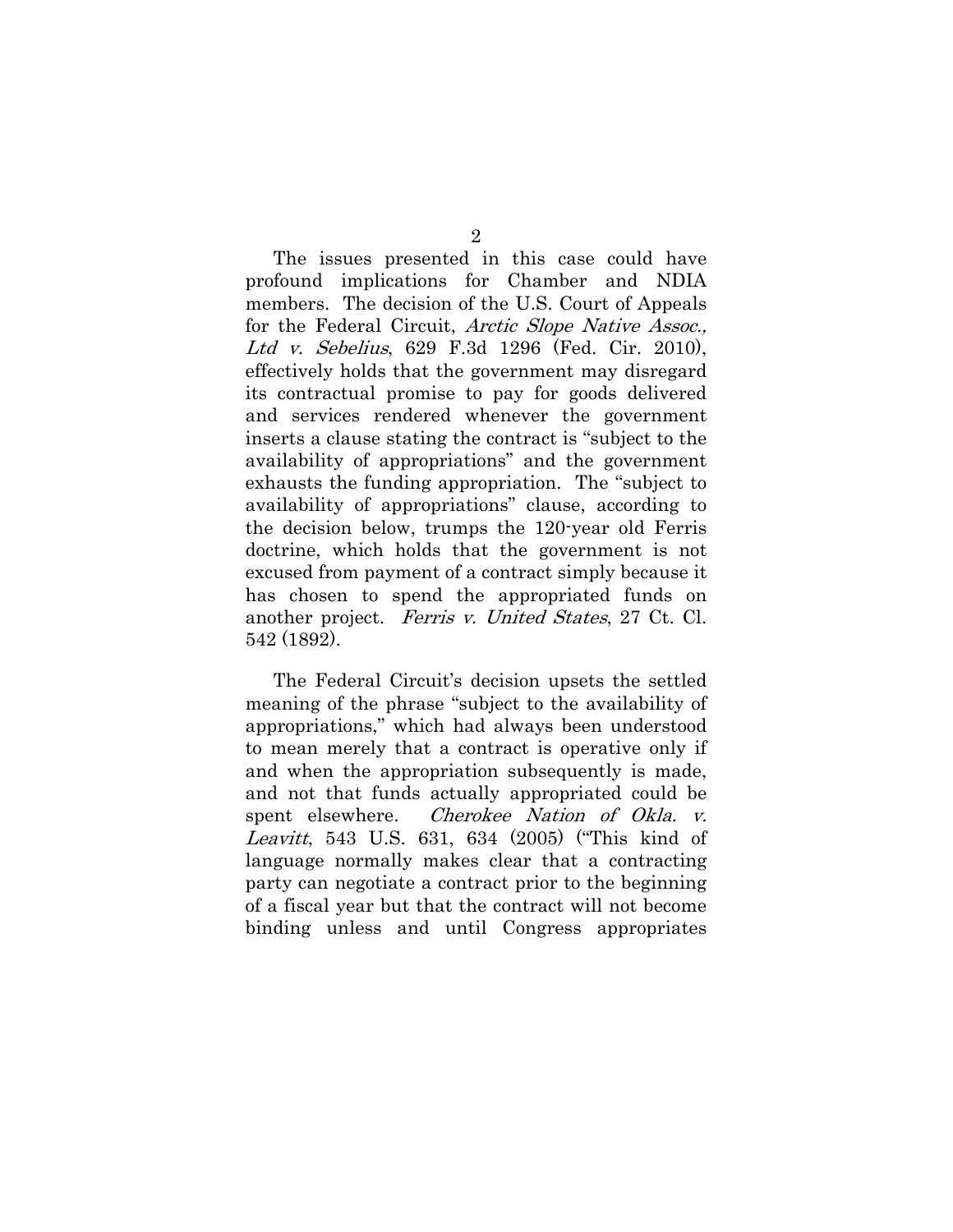The issues presented in this case could have profound implications for Chamber and NDIA members. The decision of the U.S. Court of Appeals for the Federal Circuit, *Arctic Slope Native Assoc., Ltd v. Sebelius*, 629 F.3d 1296 (Fed. Cir. 2010), effectively holds that the government may disregard its contractual promise to pay for goods delivered and services rendered whenever the government inserts a clause stating the contract is "subject to the availability of appropriations" and the government exhausts the funding appropriation. The "subject to availability of appropriations" clause, according to the decision below, trumps the 120-year old Ferris doctrine, which holds that the government is not excused from payment of a contract simply because it has chosen to spend the appropriated funds on another project. *Ferris v. United States*, 27 Ct. Cl. 542 (1892).

The Federal Circuit's decision upsets the settled meaning of the phrase "subject to the availability of appropriations," which had always been understood to mean merely that a contract is operative only if and when the appropriation subsequently is made, and not that funds actually appropriated could be spent elsewhere. *Cherokee Nation of Okla. v. Leavitt*, 543 U.S. 631, 634 (2005) ("This kind of language normally makes clear that a contracting party can negotiate a contract prior to the beginning of a fiscal year but that the contract will not become binding unless and until Congress appropriates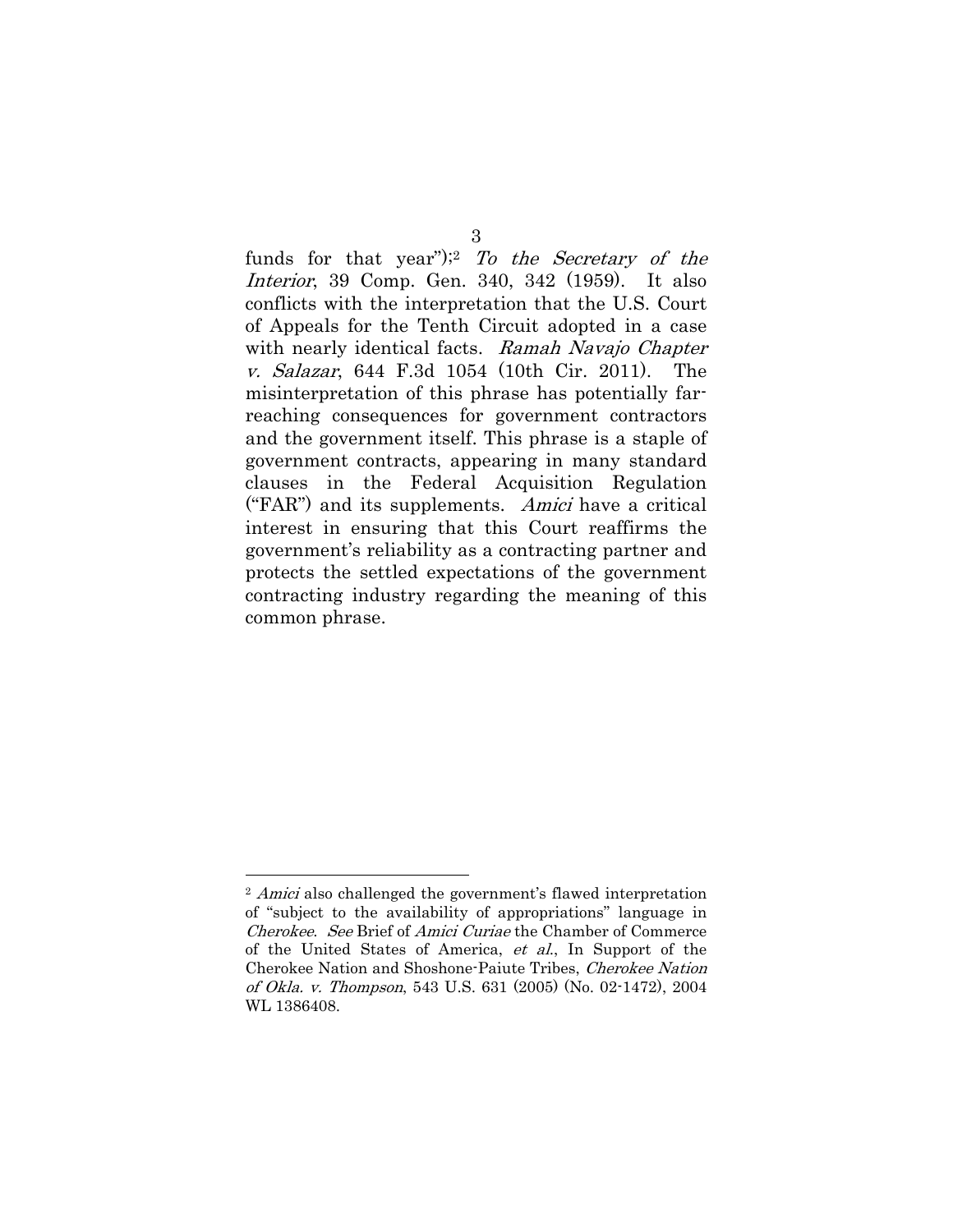funds for that year");[2] *To the Secretary of the Interior*, 39 Comp. Gen. 340, 342 (1959). It also conflicts with the interpretation that the U.S. Court of Appeals for the Tenth Circuit adopted in a case with nearly identical facts. *Ramah Navajo Chapter v. Salazar*, 644 F.3d 1054 (10th Cir. 2011). The misinterpretation of this phrase has potentially far-reaching consequences for government contractors and the government itself. This phrase is a staple of government contracts, appearing in many standard clauses in the Federal Acquisition Regulation ("FAR") and its supplements. *Amici* have a critical interest in ensuring that this Court reaffirms the government's reliability as a contracting partner and protects the settled expectations of the government contracting industry regarding the meaning of this common phrase.

---

[2] *Amici* also challenged the government's flawed interpretation of "subject to the availability of appropriations" language in *Cherokee*. *See* Brief of *Amici Curiae* the Chamber of Commerce of the United States of America, *et al.*, In Support of the Cherokee Nation and Shoshone-Paiute Tribes, *Cherokee Nation of Okla. v. Thompson*, 543 U.S. 631 (2005) (No. 02-1472), 2004 WL 1386408.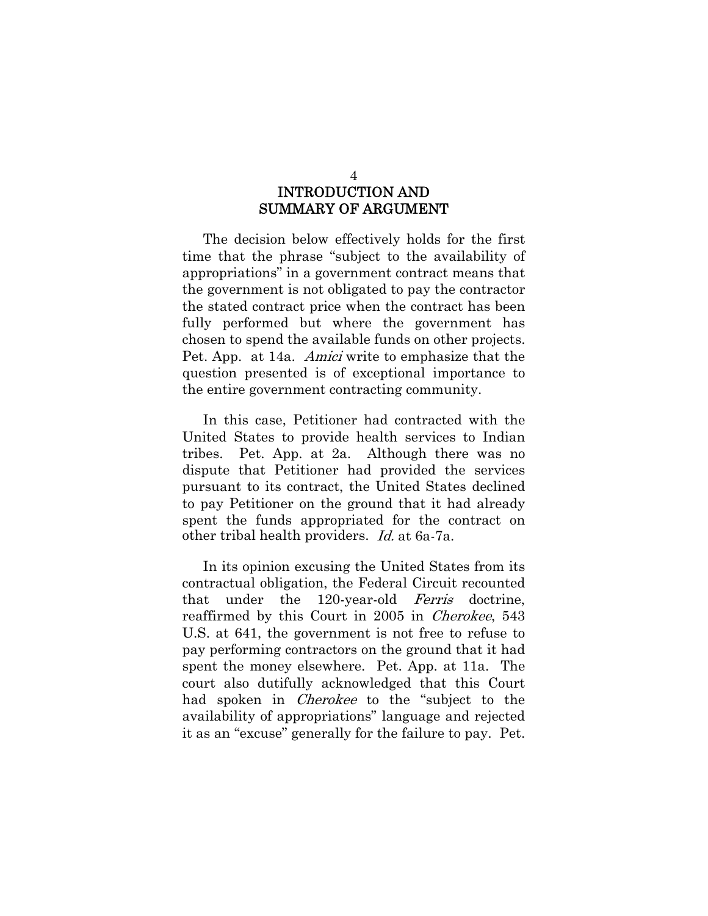# INTRODUCTION AND SUMMARY OF ARGUMENT

The decision below effectively holds for the first time that the phrase "subject to the availability of appropriations" in a government contract means that the government is not obligated to pay the contractor the stated contract price when the contract has been fully performed but where the government has chosen to spend the available funds on other projects. Pet. App. at 14a. *Amici* write to emphasize that the question presented is of exceptional importance to the entire government contracting community.

In this case, Petitioner had contracted with the United States to provide health services to Indian tribes. Pet. App. at 2a. Although there was no dispute that Petitioner had provided the services pursuant to its contract, the United States declined to pay Petitioner on the ground that it had already spent the funds appropriated for the contract on other tribal health providers. *Id.* at 6a-7a.

In its opinion excusing the United States from its contractual obligation, the Federal Circuit recounted that under the 120-year-old *Ferris* doctrine, reaffirmed by this Court in 2005 in *Cherokee*, 543 U.S. at 641, the government is not free to refuse to pay performing contractors on the ground that it had spent the money elsewhere. Pet. App. at 11a. The court also dutifully acknowledged that this Court had spoken in *Cherokee* to the "subject to the availability of appropriations" language and rejected it as an "excuse" generally for the failure to pay. Pet.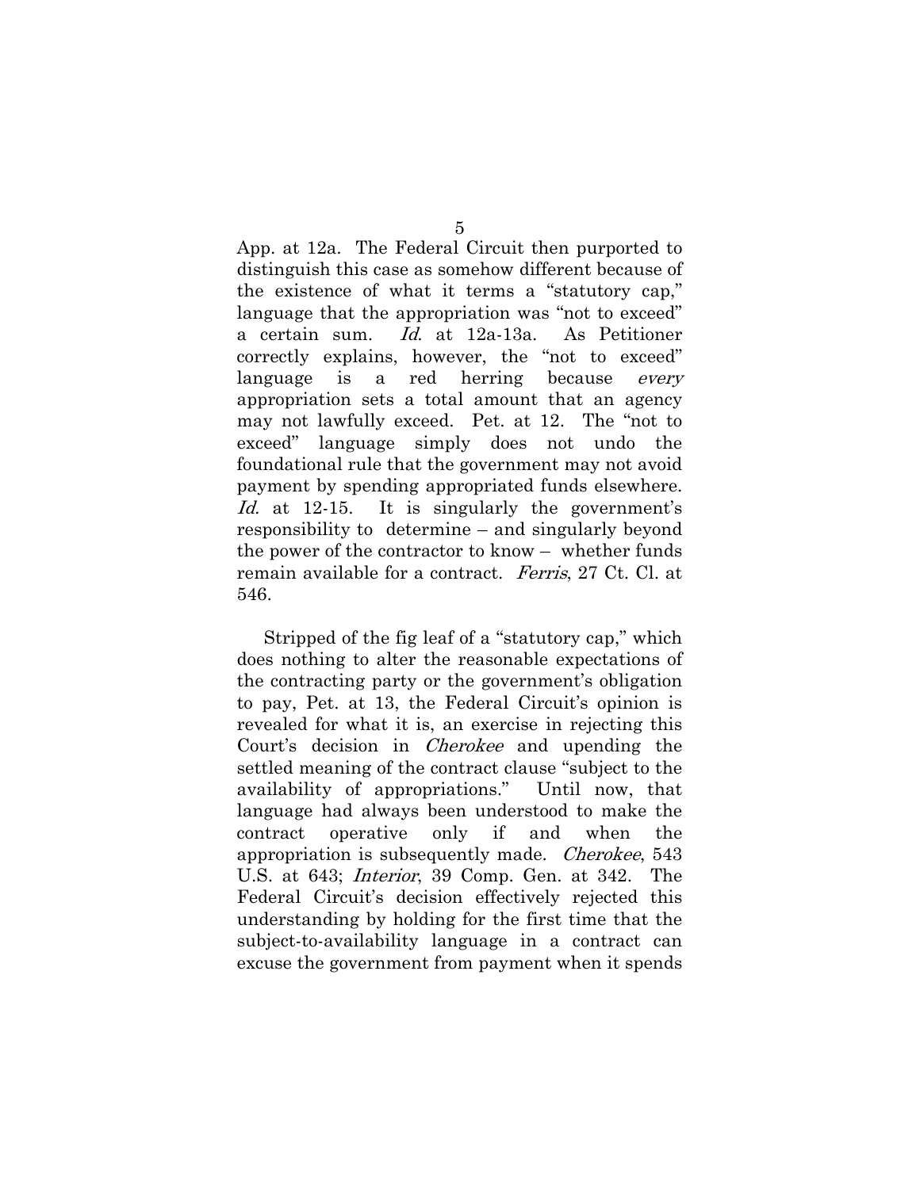App. at 12a. The Federal Circuit then purported to distinguish this case as somehow different because of the existence of what it terms a "statutory cap," language that the appropriation was "not to exceed" a certain sum. *Id.* at 12a-13a. As Petitioner correctly explains, however, the "not to exceed" language is a red herring because *every* appropriation sets a total amount that an agency may not lawfully exceed. Pet. at 12. The "not to exceed" language simply does not undo the foundational rule that the government may not avoid payment by spending appropriated funds elsewhere. *Id.* at 12-15. It is singularly the government's responsibility to determine – and singularly beyond the power of the contractor to know – whether funds remain available for a contract. *Ferris*, 27 Ct. Cl. at 546.

Stripped of the fig leaf of a "statutory cap," which does nothing to alter the reasonable expectations of the contracting party or the government's obligation to pay, Pet. at 13, the Federal Circuit's opinion is revealed for what it is, an exercise in rejecting this Court's decision in *Cherokee* and upending the settled meaning of the contract clause "subject to the availability of appropriations." Until now, that language had always been understood to make the contract operative only if and when the appropriation is subsequently made. *Cherokee*, 543 U.S. at 643; *Interior*, 39 Comp. Gen. at 342. The Federal Circuit's decision effectively rejected this understanding by holding for the first time that the subject-to-availability language in a contract can excuse the government from payment when it spends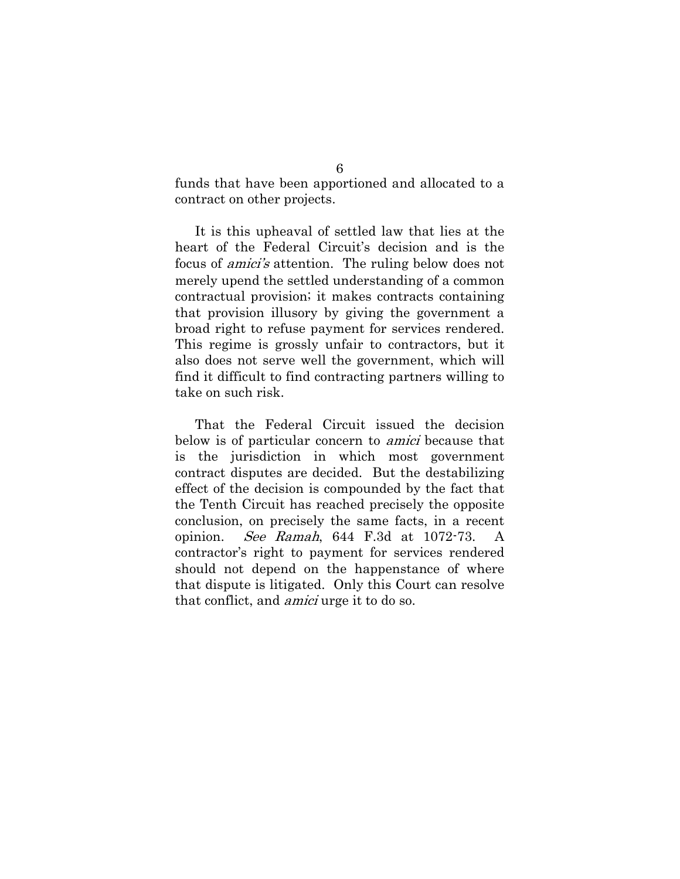funds that have been apportioned and allocated to a contract on other projects.

It is this upheaval of settled law that lies at the heart of the Federal Circuit's decision and is the focus of *amici's* attention. The ruling below does not merely upend the settled understanding of a common contractual provision; it makes contracts containing that provision illusory by giving the government a broad right to refuse payment for services rendered. This regime is grossly unfair to contractors, but it also does not serve well the government, which will find it difficult to find contracting partners willing to take on such risk.

That the Federal Circuit issued the decision below is of particular concern to *amici* because that is the jurisdiction in which most government contract disputes are decided. But the destabilizing effect of the decision is compounded by the fact that the Tenth Circuit has reached precisely the opposite conclusion, on precisely the same facts, in a recent opinion. *See Ramah*, 644 F.3d at 1072-73. A contractor's right to payment for services rendered should not depend on the happenstance of where that dispute is litigated. Only this Court can resolve that conflict, and *amici* urge it to do so.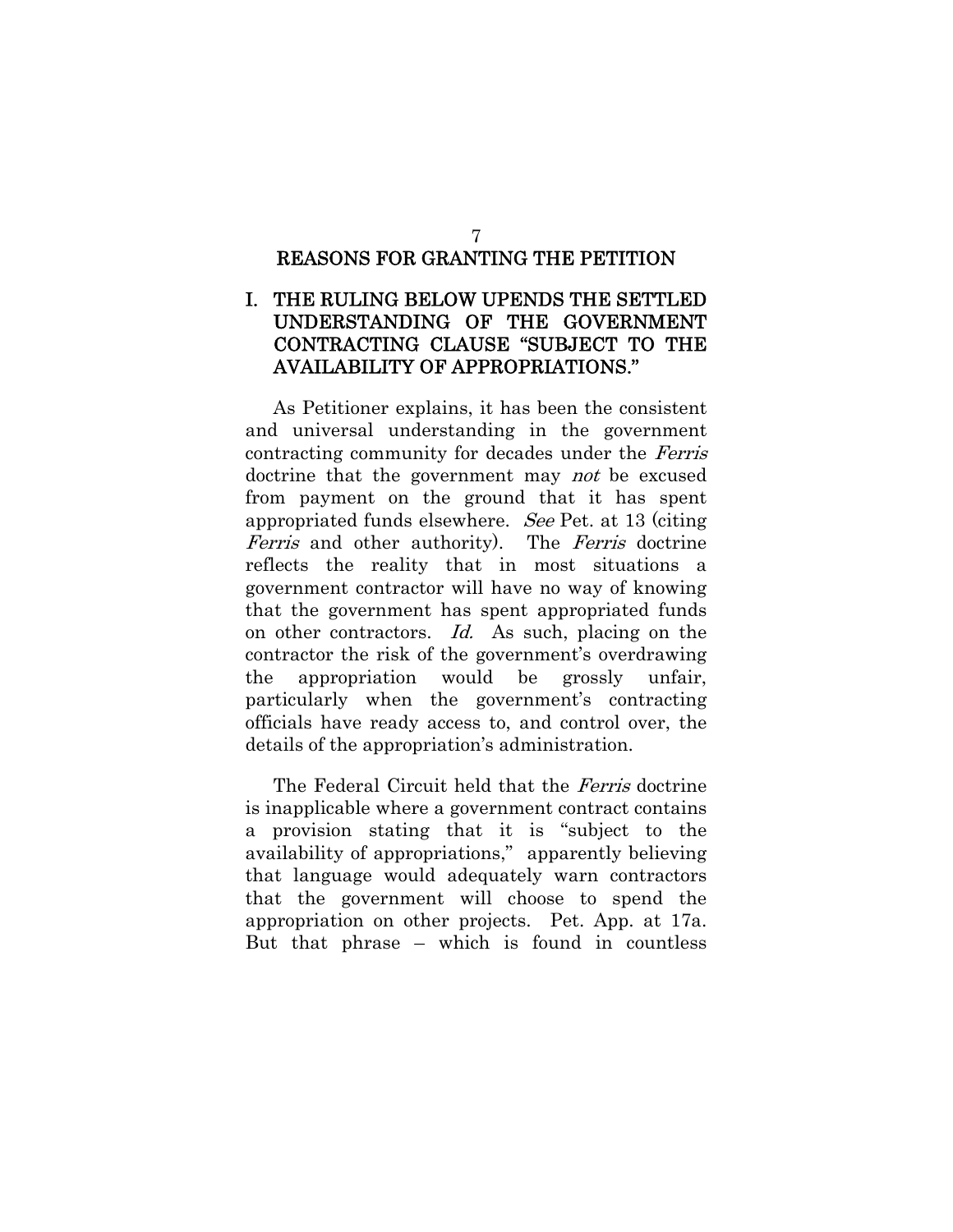## REASONS FOR GRANTING THE PETITION

### I. THE RULING BELOW UPENDS THE SETTLED UNDERSTANDING OF THE GOVERNMENT CONTRACTING CLAUSE "SUBJECT TO THE AVAILABILITY OF APPROPRIATIONS."

As Petitioner explains, it has been the consistent and universal understanding in the government contracting community for decades under the *Ferris* doctrine that the government may *not* be excused from payment on the ground that it has spent appropriated funds elsewhere. *See* Pet. at 13 (citing *Ferris* and other authority). The *Ferris* doctrine reflects the reality that in most situations a government contractor will have no way of knowing that the government has spent appropriated funds on other contractors. *Id.* As such, placing on the contractor the risk of the government's overdrawing the appropriation would be grossly unfair, particularly when the government's contracting officials have ready access to, and control over, the details of the appropriation's administration.

The Federal Circuit held that the *Ferris* doctrine is inapplicable where a government contract contains a provision stating that it is "subject to the availability of appropriations," apparently believing that language would adequately warn contractors that the government will choose to spend the appropriation on other projects. Pet. App. at 17a. But that phrase – which is found in countless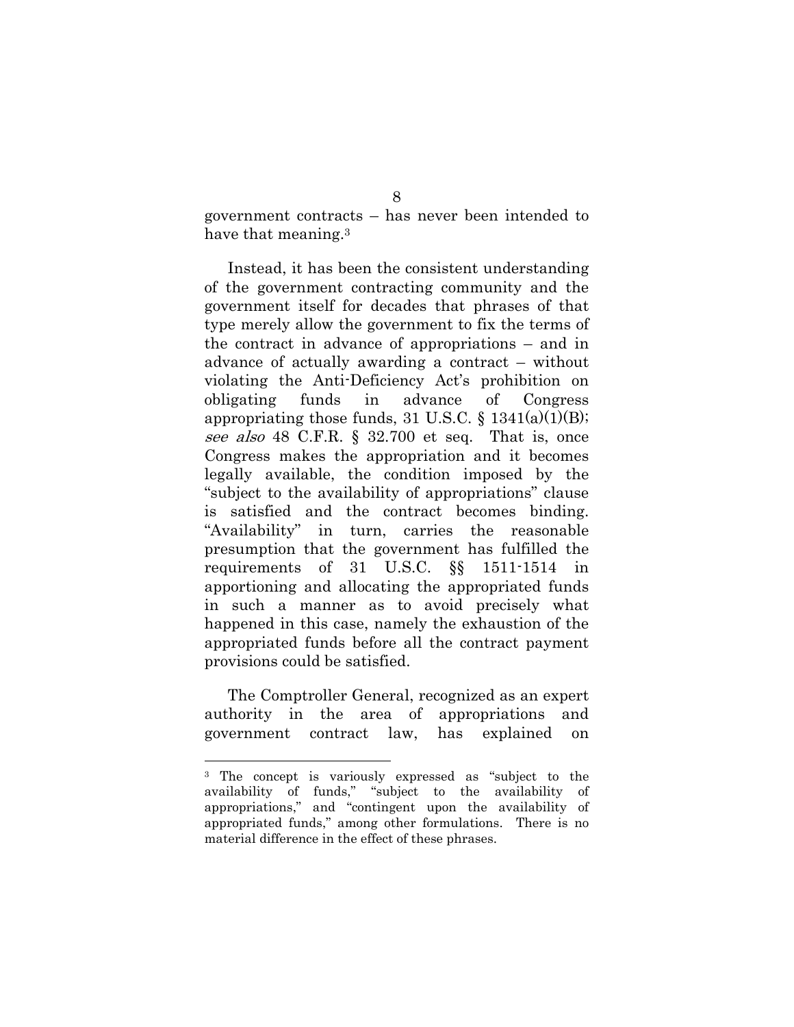government contracts – has never been intended to have that meaning.[3]

Instead, it has been the consistent understanding of the government contracting community and the government itself for decades that phrases of that type merely allow the government to fix the terms of the contract in advance of appropriations – and in advance of actually awarding a contract – without violating the Anti-Deficiency Act's prohibition on obligating funds in advance of Congress appropriating those funds, 31 U.S.C. § 1341(a)(1)(B); *see also* 48 C.F.R. § 32.700 et seq. That is, once Congress makes the appropriation and it becomes legally available, the condition imposed by the "subject to the availability of appropriations" clause is satisfied and the contract becomes binding. "Availability" in turn, carries the reasonable presumption that the government has fulfilled the requirements of 31 U.S.C. §§ 1511-1514 in apportioning and allocating the appropriated funds in such a manner as to avoid precisely what happened in this case, namely the exhaustion of the appropriated funds before all the contract payment provisions could be satisfied.

The Comptroller General, recognized as an expert authority in the area of appropriations and government contract law, has explained on

---

[3] The concept is variously expressed as "subject to the availability of funds," "subject to the availability of appropriations," and "contingent upon the availability of appropriated funds," among other formulations. There is no material difference in the effect of these phrases.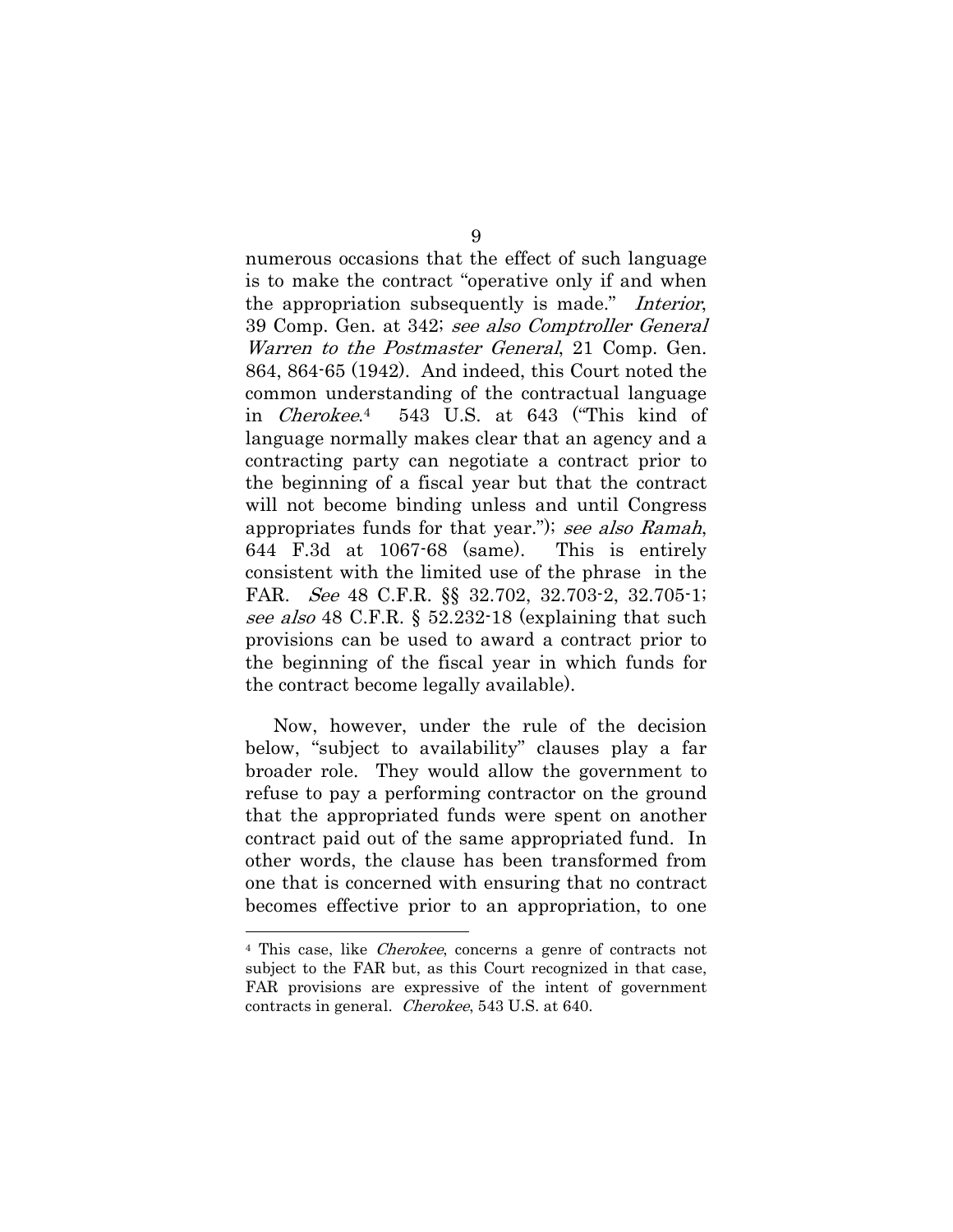numerous occasions that the effect of such language is to make the contract "operative only if and when the appropriation subsequently is made." *Interior*, 39 Comp. Gen. at 342; *see also Comptroller General Warren to the Postmaster General*, 21 Comp. Gen. 864, 864-65 (1942). And indeed, this Court noted the common understanding of the contractual language in *Cherokee*.[4] 543 U.S. at 643 ("This kind of language normally makes clear that an agency and a contracting party can negotiate a contract prior to the beginning of a fiscal year but that the contract will not become binding unless and until Congress appropriates funds for that year."); *see also Ramah*, 644 F.3d at 1067-68 (same). This is entirely consistent with the limited use of the phrase in the FAR. *See* 48 C.F.R. §§ 32.702, 32.703-2, 32.705-1; *see also* 48 C.F.R. § 52.232-18 (explaining that such provisions can be used to award a contract prior to the beginning of the fiscal year in which funds for the contract become legally available).

Now, however, under the rule of the decision below, "subject to availability" clauses play a far broader role. They would allow the government to refuse to pay a performing contractor on the ground that the appropriated funds were spent on another contract paid out of the same appropriated fund. In other words, the clause has been transformed from one that is concerned with ensuring that no contract becomes effective prior to an appropriation, to one

---

[4] This case, like *Cherokee*, concerns a genre of contracts not subject to the FAR but, as this Court recognized in that case, FAR provisions are expressive of the intent of government contracts in general. *Cherokee*, 543 U.S. at 640.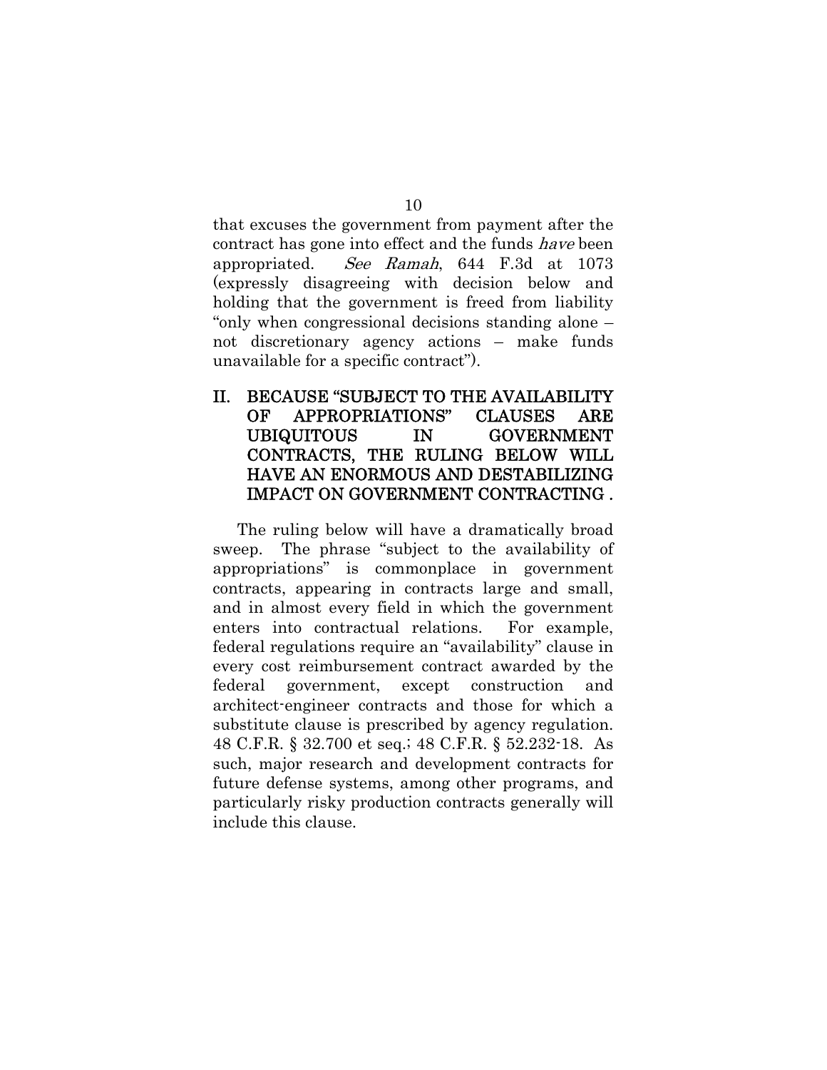that excuses the government from payment after the contract has gone into effect and the funds *have* been appropriated. *See Ramah*, 644 F.3d at 1073 (expressly disagreeing with decision below and holding that the government is freed from liability "only when congressional decisions standing alone – not discretionary agency actions – make funds unavailable for a specific contract").

## II. BECAUSE "SUBJECT TO THE AVAILABILITY OF APPROPRIATIONS" CLAUSES ARE UBIQUITOUS IN GOVERNMENT CONTRACTS, THE RULING BELOW WILL HAVE AN ENORMOUS AND DESTABILIZING IMPACT ON GOVERNMENT CONTRACTING .

The ruling below will have a dramatically broad sweep. The phrase "subject to the availability of appropriations" is commonplace in government contracts, appearing in contracts large and small, and in almost every field in which the government enters into contractual relations. For example, federal regulations require an "availability" clause in every cost reimbursement contract awarded by the federal government, except construction and architect-engineer contracts and those for which a substitute clause is prescribed by agency regulation. 48 C.F.R. § 32.700 et seq.; 48 C.F.R. § 52.232-18. As such, major research and development contracts for future defense systems, among other programs, and particularly risky production contracts generally will include this clause.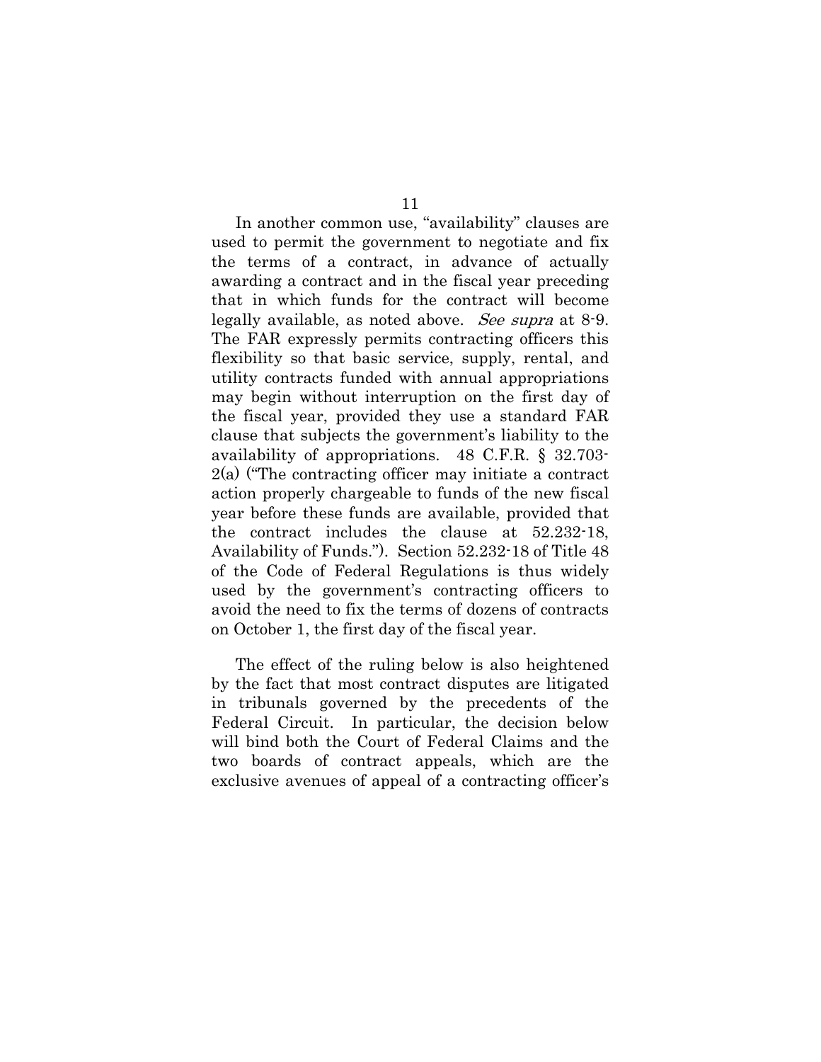In another common use, "availability" clauses are used to permit the government to negotiate and fix the terms of a contract, in advance of actually awarding a contract and in the fiscal year preceding that in which funds for the contract will become legally available, as noted above. *See supra* at 8-9. The FAR expressly permits contracting officers this flexibility so that basic service, supply, rental, and utility contracts funded with annual appropriations may begin without interruption on the first day of the fiscal year, provided they use a standard FAR clause that subjects the government's liability to the availability of appropriations. 48 C.F.R. § 32.703-2(a) ("The contracting officer may initiate a contract action properly chargeable to funds of the new fiscal year before these funds are available, provided that the contract includes the clause at 52.232-18, Availability of Funds."). Section 52.232-18 of Title 48 of the Code of Federal Regulations is thus widely used by the government's contracting officers to avoid the need to fix the terms of dozens of contracts on October 1, the first day of the fiscal year.

The effect of the ruling below is also heightened by the fact that most contract disputes are litigated in tribunals governed by the precedents of the Federal Circuit. In particular, the decision below will bind both the Court of Federal Claims and the two boards of contract appeals, which are the exclusive avenues of appeal of a contracting officer's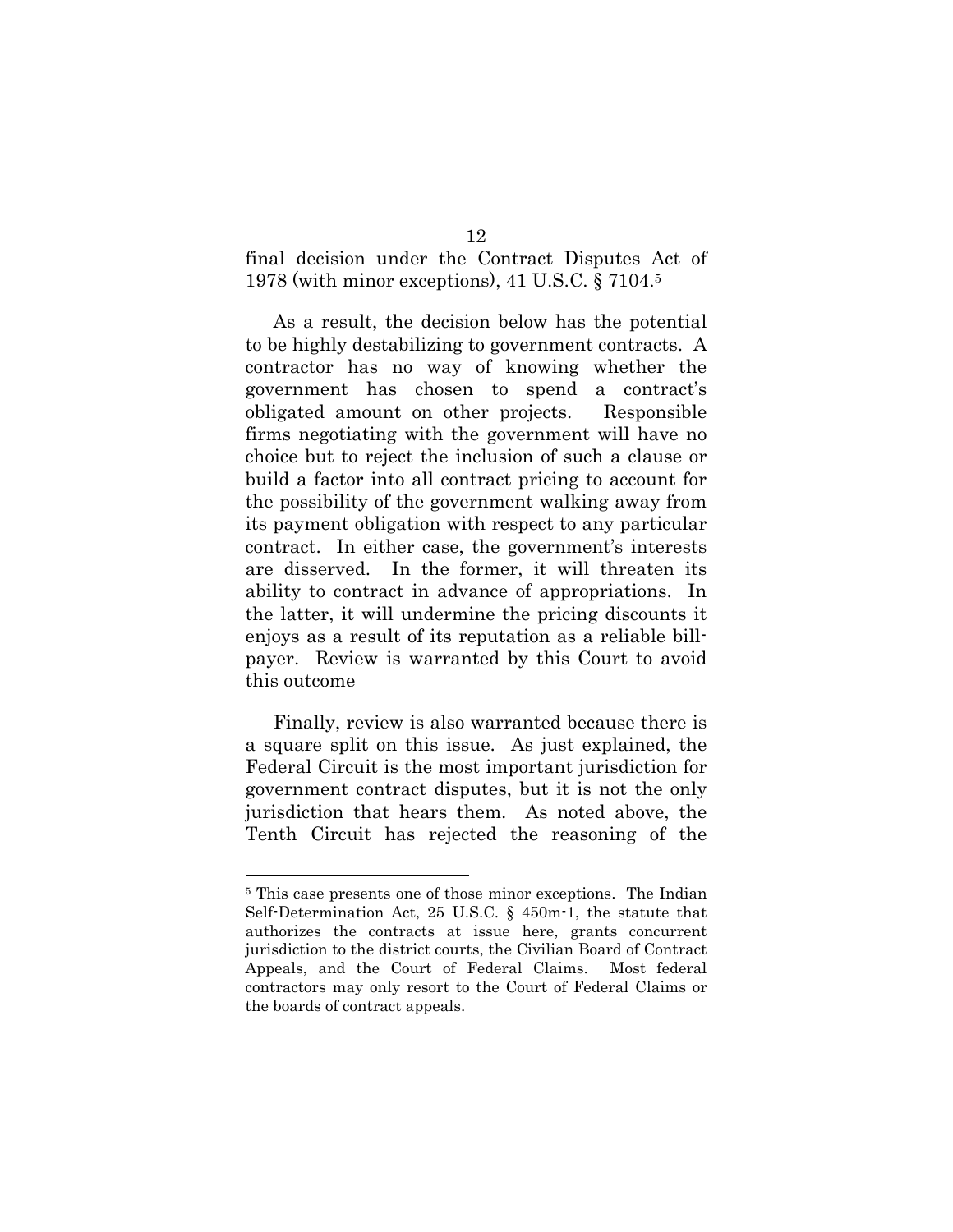final decision under the Contract Disputes Act of 1978 (with minor exceptions), 41 U.S.C. § 7104.[5]

As a result, the decision below has the potential to be highly destabilizing to government contracts. A contractor has no way of knowing whether the government has chosen to spend a contract's obligated amount on other projects. Responsible firms negotiating with the government will have no choice but to reject the inclusion of such a clause or build a factor into all contract pricing to account for the possibility of the government walking away from its payment obligation with respect to any particular contract. In either case, the government's interests are disserved. In the former, it will threaten its ability to contract in advance of appropriations. In the latter, it will undermine the pricing discounts it enjoys as a result of its reputation as a reliable bill-payer. Review is warranted by this Court to avoid this outcome

Finally, review is also warranted because there is a square split on this issue. As just explained, the Federal Circuit is the most important jurisdiction for government contract disputes, but it is not the only jurisdiction that hears them. As noted above, the Tenth Circuit has rejected the reasoning of the

---

[5] This case presents one of those minor exceptions. The Indian Self-Determination Act, 25 U.S.C. § 450m-1, the statute that authorizes the contracts at issue here, grants concurrent jurisdiction to the district courts, the Civilian Board of Contract Appeals, and the Court of Federal Claims. Most federal contractors may only resort to the Court of Federal Claims or the boards of contract appeals.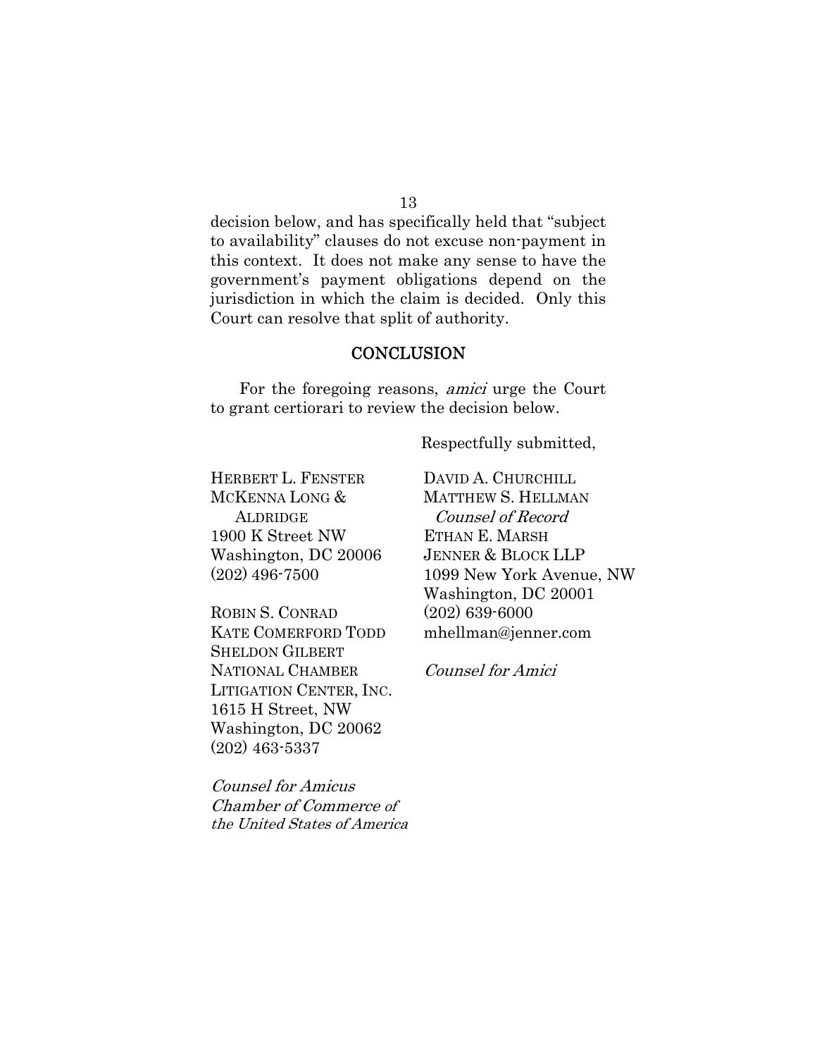decision below, and has specifically held that "subject to availability" clauses do not excuse non-payment in this context. It does not make any sense to have the government's payment obligations depend on the jurisdiction in which the claim is decided. Only this Court can resolve that split of authority.

## CONCLUSION

For the foregoing reasons, *amici* urge the Court to grant certiorari to review the decision below.

Respectfully submitted,

HERBERT L. FENSTER
MCKENNA LONG & ALDRIDGE
1900 K Street NW
Washington, DC 20006
(202) 496-7500

ROBIN S. CONRAD
KATE COMERFORD TODD
SHELDON GILBERT
NATIONAL CHAMBER LITIGATION CENTER, INC.
1615 H Street, NW
Washington, DC 20062
(202) 463-5337

*Counsel for Amicus Chamber of Commerce of the United States of America*

DAVID A. CHURCHILL
MATTHEW S. HELLMAN
*Counsel of Record*
ETHAN E. MARSH
JENNER & BLOCK LLP
1099 New York Avenue, NW
Washington, DC 20001
(202) 639-6000
mhellman@jenner.com

*Counsel for Amici*